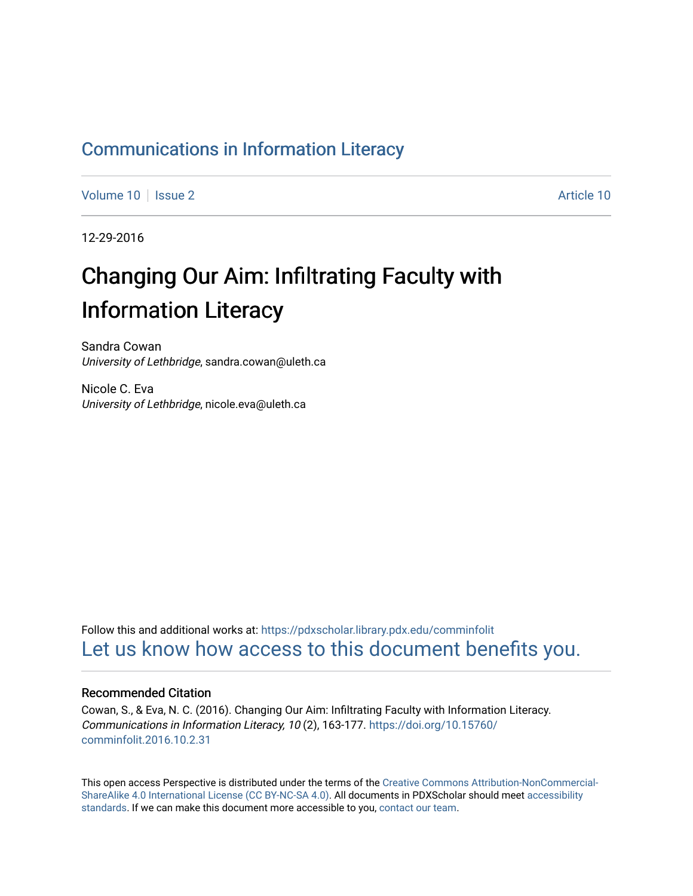# Communications in Information Literacy

Volume 10 | Issue 2 | Article 10

12-29-2016

## Changing Our Aim: Infiltrating Faculty with Information Literacy

Sandra Cowan
*University of Lethbridge*, sandra.cowan@uleth.ca

Nicole C. Eva
*University of Lethbridge*, nicole.eva@uleth.ca

Follow this and additional works at: https://pdxscholar.library.pdx.edu/comminfolit
Let us know how access to this document benefits you.

### Recommended Citation

Cowan, S., & Eva, N. C. (2016). Changing Our Aim: Infiltrating Faculty with Information Literacy. *Communications in Information Literacy, 10* (2), 163-177. https://doi.org/10.15760/comminfolit.2016.10.2.31

This open access Perspective is distributed under the terms of the Creative Commons Attribution-NonCommercial-ShareAlike 4.0 International License (CC BY-NC-SA 4.0). All documents in PDXScholar should meet accessibility standards. If we can make this document more accessible to you, contact our team.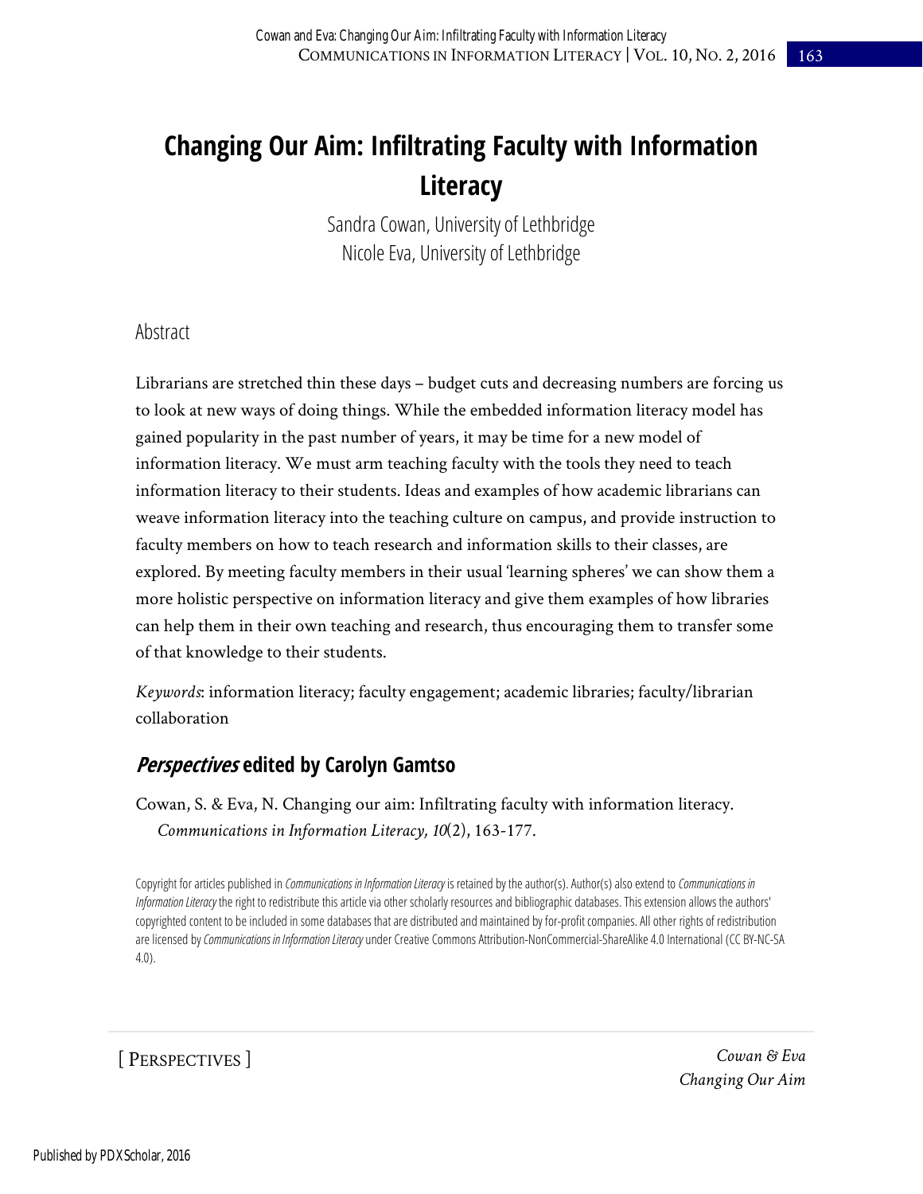# Changing Our Aim: Infiltrating Faculty with Information Literacy

Sandra Cowan, University of Lethbridge
Nicole Eva, University of Lethbridge

## Abstract

Librarians are stretched thin these days – budget cuts and decreasing numbers are forcing us to look at new ways of doing things. While the embedded information literacy model has gained popularity in the past number of years, it may be time for a new model of information literacy. We must arm teaching faculty with the tools they need to teach information literacy to their students. Ideas and examples of how academic librarians can weave information literacy into the teaching culture on campus, and provide instruction to faculty members on how to teach research and information skills to their classes, are explored. By meeting faculty members in their usual 'learning spheres' we can show them a more holistic perspective on information literacy and give them examples of how libraries can help them in their own teaching and research, thus encouraging them to transfer some of that knowledge to their students.

*Keywords*: information literacy; faculty engagement; academic libraries; faculty/librarian collaboration

## *Perspectives* edited by Carolyn Gamtso

Cowan, S. & Eva, N. Changing our aim: Infiltrating faculty with information literacy. *Communications in Information Literacy, 10*(2), 163-177.

Copyright for articles published in *Communications in Information Literacy* is retained by the author(s). Author(s) also extend to *Communications in Information Literacy* the right to redistribute this article via other scholarly resources and bibliographic databases. This extension allows the authors' copyrighted content to be included in some databases that are distributed and maintained by for-profit companies. All other rights of redistribution are licensed by *Communications in Information Literacy* under Creative Commons Attribution-NonCommercial-ShareAlike 4.0 International (CC BY-NC-SA 4.0).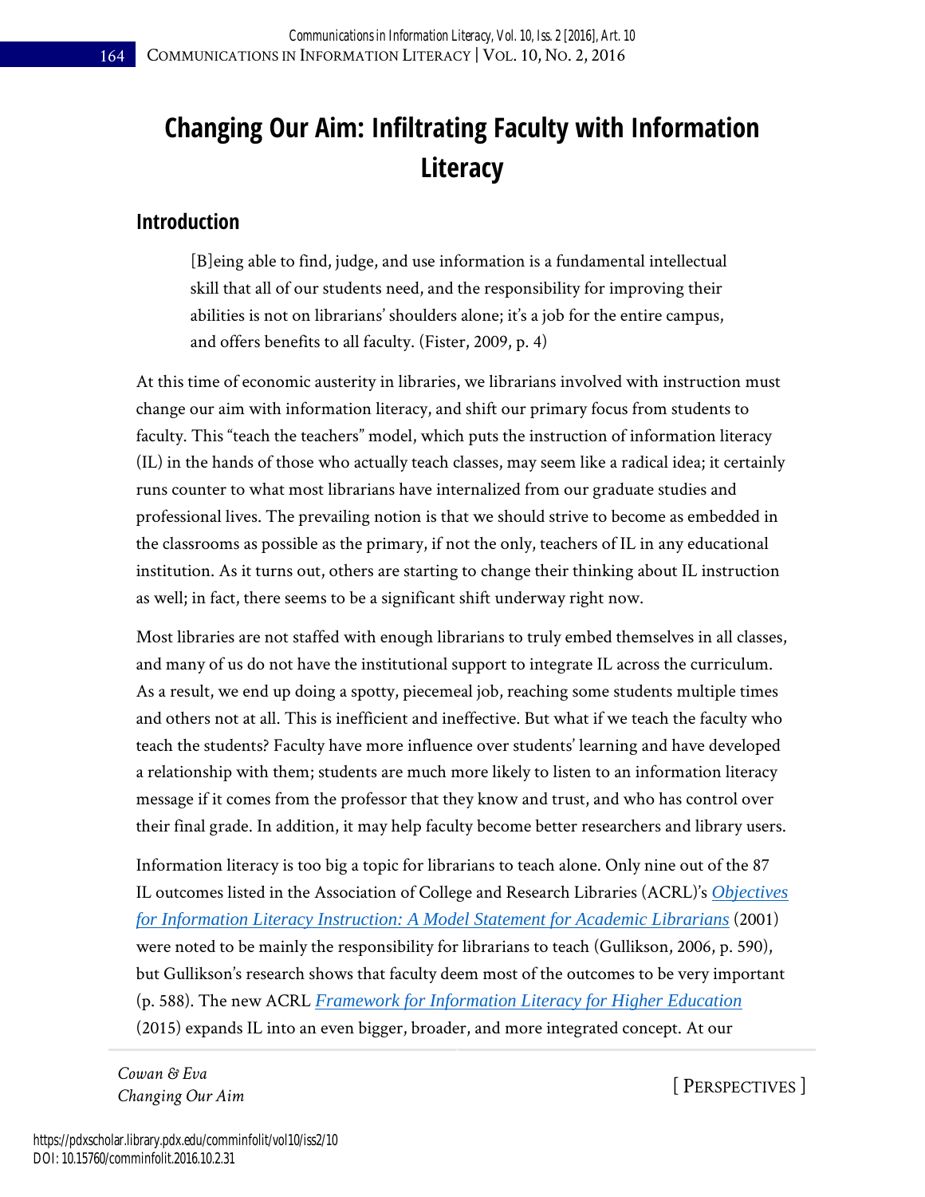# Changing Our Aim: Infiltrating Faculty with Information Literacy

## Introduction

> [B]eing able to find, judge, and use information is a fundamental intellectual skill that all of our students need, and the responsibility for improving their abilities is not on librarians' shoulders alone; it's a job for the entire campus, and offers benefits to all faculty. (Fister, 2009, p. 4)

At this time of economic austerity in libraries, we librarians involved with instruction must change our aim with information literacy, and shift our primary focus from students to faculty. This "teach the teachers" model, which puts the instruction of information literacy (IL) in the hands of those who actually teach classes, may seem like a radical idea; it certainly runs counter to what most librarians have internalized from our graduate studies and professional lives. The prevailing notion is that we should strive to become as embedded in the classrooms as possible as the primary, if not the only, teachers of IL in any educational institution. As it turns out, others are starting to change their thinking about IL instruction as well; in fact, there seems to be a significant shift underway right now.

Most libraries are not staffed with enough librarians to truly embed themselves in all classes, and many of us do not have the institutional support to integrate IL across the curriculum. As a result, we end up doing a spotty, piecemeal job, reaching some students multiple times and others not at all. This is inefficient and ineffective. But what if we teach the faculty who teach the students? Faculty have more influence over students' learning and have developed a relationship with them; students are much more likely to listen to an information literacy message if it comes from the professor that they know and trust, and who has control over their final grade. In addition, it may help faculty become better researchers and library users.

Information literacy is too big a topic for librarians to teach alone. Only nine out of the 87 IL outcomes listed in the Association of College and Research Libraries (ACRL)'s *Objectives for Information Literacy Instruction: A Model Statement for Academic Librarians* (2001) were noted to be mainly the responsibility for librarians to teach (Gullikson, 2006, p. 590), but Gullikson's research shows that faculty deem most of the outcomes to be very important (p. 588). The new ACRL *Framework for Information Literacy for Higher Education* (2015) expands IL into an even bigger, broader, and more integrated concept. At our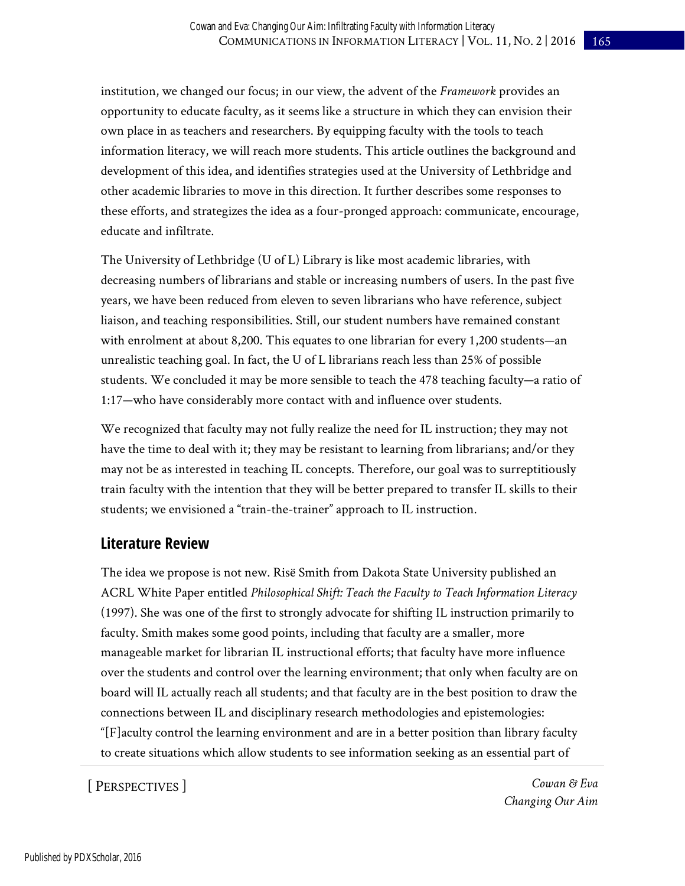institution, we changed our focus; in our view, the advent of the *Framework* provides an opportunity to educate faculty, as it seems like a structure in which they can envision their own place in as teachers and researchers. By equipping faculty with the tools to teach information literacy, we will reach more students. This article outlines the background and development of this idea, and identifies strategies used at the University of Lethbridge and other academic libraries to move in this direction. It further describes some responses to these efforts, and strategizes the idea as a four-pronged approach: communicate, encourage, educate and infiltrate.

The University of Lethbridge (U of L) Library is like most academic libraries, with decreasing numbers of librarians and stable or increasing numbers of users. In the past five years, we have been reduced from eleven to seven librarians who have reference, subject liaison, and teaching responsibilities. Still, our student numbers have remained constant with enrolment at about 8,200. This equates to one librarian for every 1,200 students—an unrealistic teaching goal. In fact, the U of L librarians reach less than 25% of possible students. We concluded it may be more sensible to teach the 478 teaching faculty—a ratio of 1:17—who have considerably more contact with and influence over students.

We recognized that faculty may not fully realize the need for IL instruction; they may not have the time to deal with it; they may be resistant to learning from librarians; and/or they may not be as interested in teaching IL concepts. Therefore, our goal was to surreptitiously train faculty with the intention that they will be better prepared to transfer IL skills to their students; we envisioned a "train-the-trainer" approach to IL instruction.

## Literature Review

The idea we propose is not new. Risë Smith from Dakota State University published an ACRL White Paper entitled *Philosophical Shift: Teach the Faculty to Teach Information Literacy* (1997). She was one of the first to strongly advocate for shifting IL instruction primarily to faculty. Smith makes some good points, including that faculty are a smaller, more manageable market for librarian IL instructional efforts; that faculty have more influence over the students and control over the learning environment; that only when faculty are on board will IL actually reach all students; and that faculty are in the best position to draw the connections between IL and disciplinary research methodologies and epistemologies: "[F]aculty control the learning environment and are in a better position than library faculty to create situations which allow students to see information seeking as an essential part of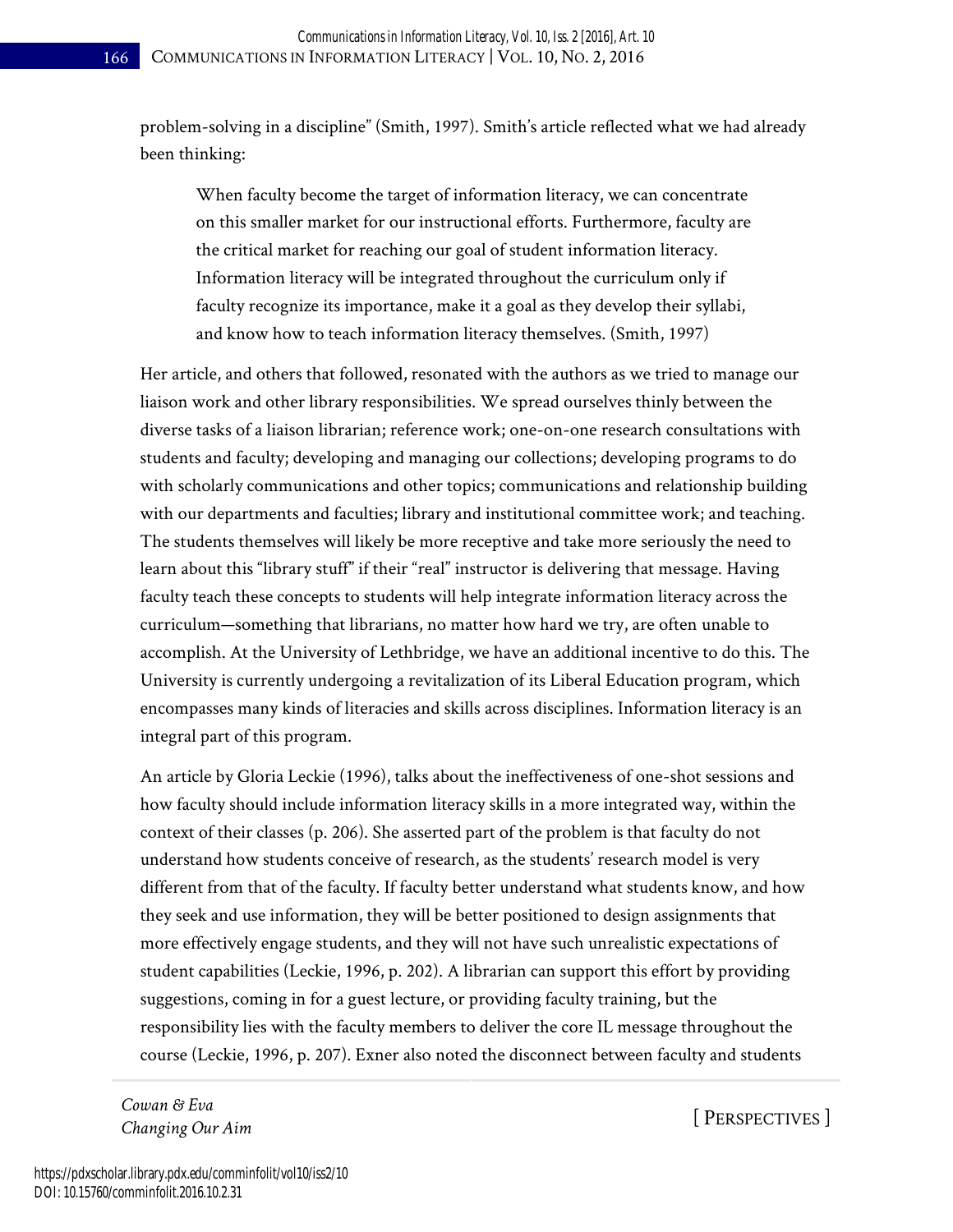problem-solving in a discipline" (Smith, 1997). Smith's article reflected what we had already been thinking:

> When faculty become the target of information literacy, we can concentrate on this smaller market for our instructional efforts. Furthermore, faculty are the critical market for reaching our goal of student information literacy. Information literacy will be integrated throughout the curriculum only if faculty recognize its importance, make it a goal as they develop their syllabi, and know how to teach information literacy themselves. (Smith, 1997)

Her article, and others that followed, resonated with the authors as we tried to manage our liaison work and other library responsibilities. We spread ourselves thinly between the diverse tasks of a liaison librarian; reference work; one-on-one research consultations with students and faculty; developing and managing our collections; developing programs to do with scholarly communications and other topics; communications and relationship building with our departments and faculties; library and institutional committee work; and teaching. The students themselves will likely be more receptive and take more seriously the need to learn about this "library stuff" if their "real" instructor is delivering that message. Having faculty teach these concepts to students will help integrate information literacy across the curriculum—something that librarians, no matter how hard we try, are often unable to accomplish. At the University of Lethbridge, we have an additional incentive to do this. The University is currently undergoing a revitalization of its Liberal Education program, which encompasses many kinds of literacies and skills across disciplines. Information literacy is an integral part of this program.

An article by Gloria Leckie (1996), talks about the ineffectiveness of one-shot sessions and how faculty should include information literacy skills in a more integrated way, within the context of their classes (p. 206). She asserted part of the problem is that faculty do not understand how students conceive of research, as the students' research model is very different from that of the faculty. If faculty better understand what students know, and how they seek and use information, they will be better positioned to design assignments that more effectively engage students, and they will not have such unrealistic expectations of student capabilities (Leckie, 1996, p. 202). A librarian can support this effort by providing suggestions, coming in for a guest lecture, or providing faculty training, but the responsibility lies with the faculty members to deliver the core IL message throughout the course (Leckie, 1996, p. 207). Exner also noted the disconnect between faculty and students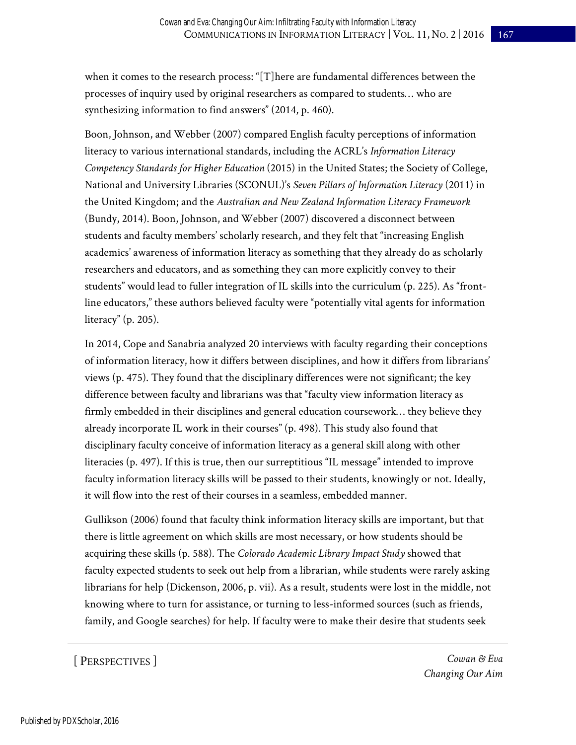when it comes to the research process: "[T]here are fundamental differences between the processes of inquiry used by original researchers as compared to students… who are synthesizing information to find answers" (2014, p. 460).

Boon, Johnson, and Webber (2007) compared English faculty perceptions of information literacy to various international standards, including the ACRL's *Information Literacy Competency Standards for Higher Education* (2015) in the United States; the Society of College, National and University Libraries (SCONUL)'s *Seven Pillars of Information Literacy* (2011) in the United Kingdom; and the *Australian and New Zealand Information Literacy Framework* (Bundy, 2014). Boon, Johnson, and Webber (2007) discovered a disconnect between students and faculty members' scholarly research, and they felt that "increasing English academics' awareness of information literacy as something that they already do as scholarly researchers and educators, and as something they can more explicitly convey to their students" would lead to fuller integration of IL skills into the curriculum (p. 225). As "front-line educators," these authors believed faculty were "potentially vital agents for information literacy" (p. 205).

In 2014, Cope and Sanabria analyzed 20 interviews with faculty regarding their conceptions of information literacy, how it differs between disciplines, and how it differs from librarians' views (p. 475). They found that the disciplinary differences were not significant; the key difference between faculty and librarians was that "faculty view information literacy as firmly embedded in their disciplines and general education coursework… they believe they already incorporate IL work in their courses" (p. 498). This study also found that disciplinary faculty conceive of information literacy as a general skill along with other literacies (p. 497). If this is true, then our surreptitious "IL message" intended to improve faculty information literacy skills will be passed to their students, knowingly or not. Ideally, it will flow into the rest of their courses in a seamless, embedded manner.

Gullikson (2006) found that faculty think information literacy skills are important, but that there is little agreement on which skills are most necessary, or how students should be acquiring these skills (p. 588). The *Colorado Academic Library Impact Study* showed that faculty expected students to seek out help from a librarian, while students were rarely asking librarians for help (Dickenson, 2006, p. vii). As a result, students were lost in the middle, not knowing where to turn for assistance, or turning to less-informed sources (such as friends, family, and Google searches) for help. If faculty were to make their desire that students seek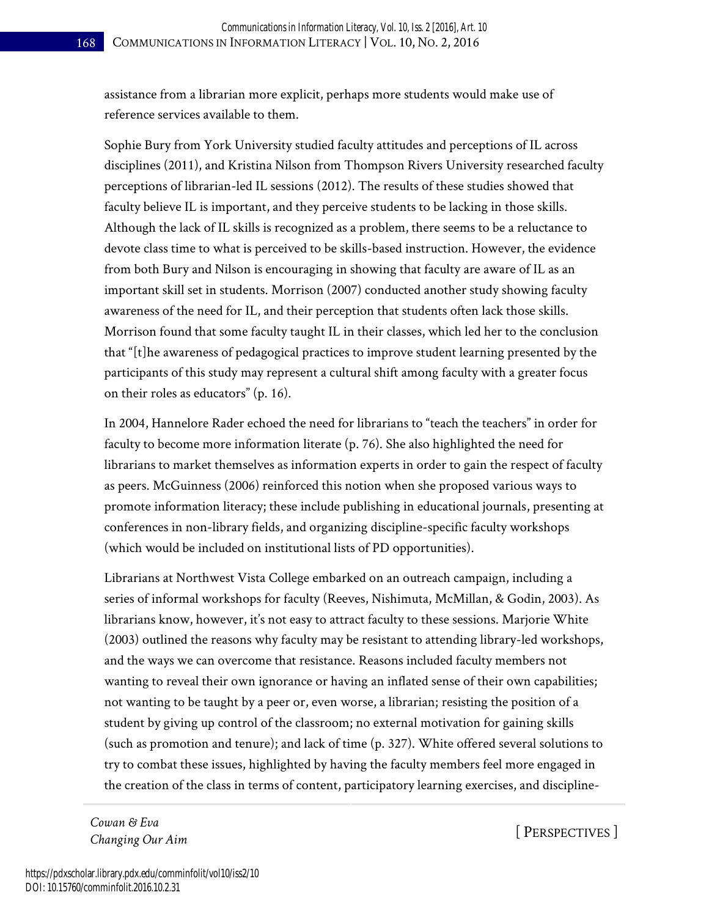assistance from a librarian more explicit, perhaps more students would make use of reference services available to them.

Sophie Bury from York University studied faculty attitudes and perceptions of IL across disciplines (2011), and Kristina Nilson from Thompson Rivers University researched faculty perceptions of librarian-led IL sessions (2012). The results of these studies showed that faculty believe IL is important, and they perceive students to be lacking in those skills. Although the lack of IL skills is recognized as a problem, there seems to be a reluctance to devote class time to what is perceived to be skills-based instruction. However, the evidence from both Bury and Nilson is encouraging in showing that faculty are aware of IL as an important skill set in students. Morrison (2007) conducted another study showing faculty awareness of the need for IL, and their perception that students often lack those skills. Morrison found that some faculty taught IL in their classes, which led her to the conclusion that "[t]he awareness of pedagogical practices to improve student learning presented by the participants of this study may represent a cultural shift among faculty with a greater focus on their roles as educators" (p. 16).

In 2004, Hannelore Rader echoed the need for librarians to "teach the teachers" in order for faculty to become more information literate (p. 76). She also highlighted the need for librarians to market themselves as information experts in order to gain the respect of faculty as peers. McGuinness (2006) reinforced this notion when she proposed various ways to promote information literacy; these include publishing in educational journals, presenting at conferences in non-library fields, and organizing discipline-specific faculty workshops (which would be included on institutional lists of PD opportunities).

Librarians at Northwest Vista College embarked on an outreach campaign, including a series of informal workshops for faculty (Reeves, Nishimuta, McMillan, & Godin, 2003). As librarians know, however, it's not easy to attract faculty to these sessions. Marjorie White (2003) outlined the reasons why faculty may be resistant to attending library-led workshops, and the ways we can overcome that resistance. Reasons included faculty members not wanting to reveal their own ignorance or having an inflated sense of their own capabilities; not wanting to be taught by a peer or, even worse, a librarian; resisting the position of a student by giving up control of the classroom; no external motivation for gaining skills (such as promotion and tenure); and lack of time (p. 327). White offered several solutions to try to combat these issues, highlighted by having the faculty members feel more engaged in the creation of the class in terms of content, participatory learning exercises, and discipline-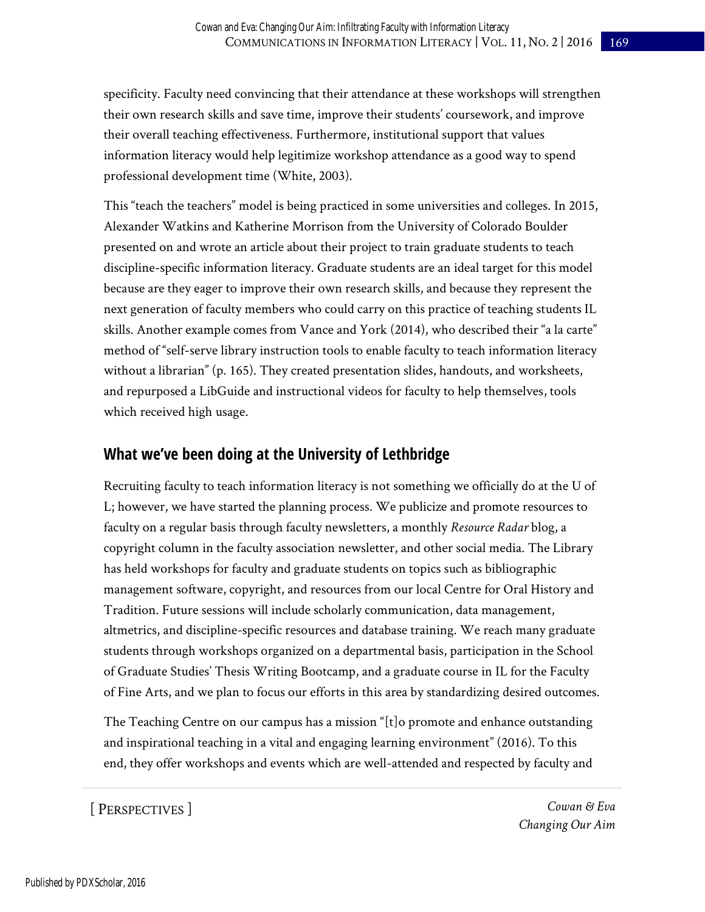specificity. Faculty need convincing that their attendance at these workshops will strengthen their own research skills and save time, improve their students' coursework, and improve their overall teaching effectiveness. Furthermore, institutional support that values information literacy would help legitimize workshop attendance as a good way to spend professional development time (White, 2003).

This "teach the teachers" model is being practiced in some universities and colleges. In 2015, Alexander Watkins and Katherine Morrison from the University of Colorado Boulder presented on and wrote an article about their project to train graduate students to teach discipline-specific information literacy. Graduate students are an ideal target for this model because are they eager to improve their own research skills, and because they represent the next generation of faculty members who could carry on this practice of teaching students IL skills. Another example comes from Vance and York (2014), who described their "a la carte" method of "self-serve library instruction tools to enable faculty to teach information literacy without a librarian" (p. 165). They created presentation slides, handouts, and worksheets, and repurposed a LibGuide and instructional videos for faculty to help themselves, tools which received high usage.

## What we've been doing at the University of Lethbridge

Recruiting faculty to teach information literacy is not something we officially do at the U of L; however, we have started the planning process. We publicize and promote resources to faculty on a regular basis through faculty newsletters, a monthly *Resource Radar* blog, a copyright column in the faculty association newsletter, and other social media. The Library has held workshops for faculty and graduate students on topics such as bibliographic management software, copyright, and resources from our local Centre for Oral History and Tradition. Future sessions will include scholarly communication, data management, altmetrics, and discipline-specific resources and database training. We reach many graduate students through workshops organized on a departmental basis, participation in the School of Graduate Studies' Thesis Writing Bootcamp, and a graduate course in IL for the Faculty of Fine Arts, and we plan to focus our efforts in this area by standardizing desired outcomes.

The Teaching Centre on our campus has a mission "[t]o promote and enhance outstanding and inspirational teaching in a vital and engaging learning environment" (2016). To this end, they offer workshops and events which are well-attended and respected by faculty and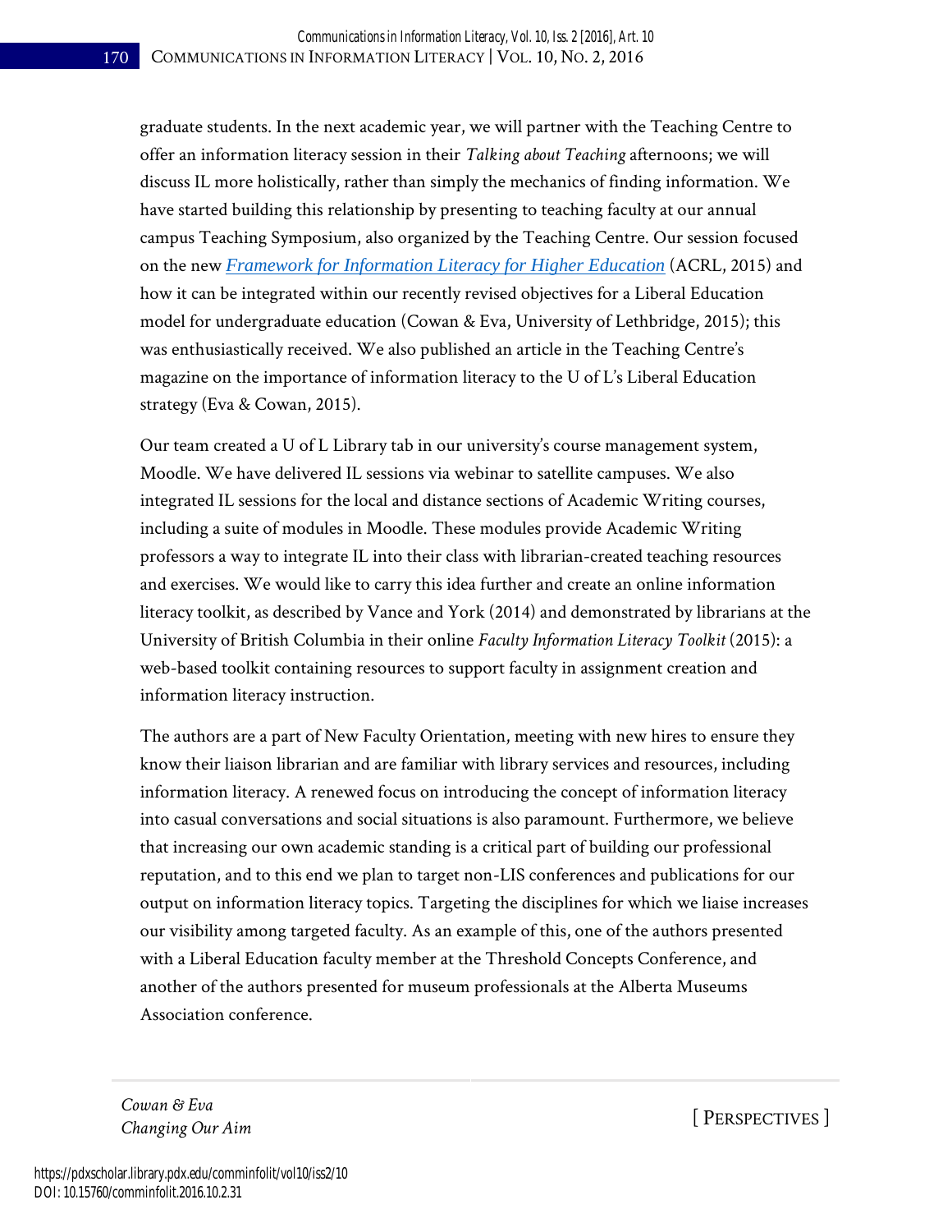graduate students. In the next academic year, we will partner with the Teaching Centre to offer an information literacy session in their *Talking about Teaching* afternoons; we will discuss IL more holistically, rather than simply the mechanics of finding information. We have started building this relationship by presenting to teaching faculty at our annual campus Teaching Symposium, also organized by the Teaching Centre. Our session focused on the new *Framework for Information Literacy for Higher Education* (ACRL, 2015) and how it can be integrated within our recently revised objectives for a Liberal Education model for undergraduate education (Cowan & Eva, University of Lethbridge, 2015); this was enthusiastically received. We also published an article in the Teaching Centre's magazine on the importance of information literacy to the U of L's Liberal Education strategy (Eva & Cowan, 2015).

Our team created a U of L Library tab in our university's course management system, Moodle. We have delivered IL sessions via webinar to satellite campuses. We also integrated IL sessions for the local and distance sections of Academic Writing courses, including a suite of modules in Moodle. These modules provide Academic Writing professors a way to integrate IL into their class with librarian-created teaching resources and exercises. We would like to carry this idea further and create an online information literacy toolkit, as described by Vance and York (2014) and demonstrated by librarians at the University of British Columbia in their online *Faculty Information Literacy Toolkit* (2015): a web-based toolkit containing resources to support faculty in assignment creation and information literacy instruction.

The authors are a part of New Faculty Orientation, meeting with new hires to ensure they know their liaison librarian and are familiar with library services and resources, including information literacy. A renewed focus on introducing the concept of information literacy into casual conversations and social situations is also paramount. Furthermore, we believe that increasing our own academic standing is a critical part of building our professional reputation, and to this end we plan to target non-LIS conferences and publications for our output on information literacy topics. Targeting the disciplines for which we liaise increases our visibility among targeted faculty. As an example of this, one of the authors presented with a Liberal Education faculty member at the Threshold Concepts Conference, and another of the authors presented for museum professionals at the Alberta Museums Association conference.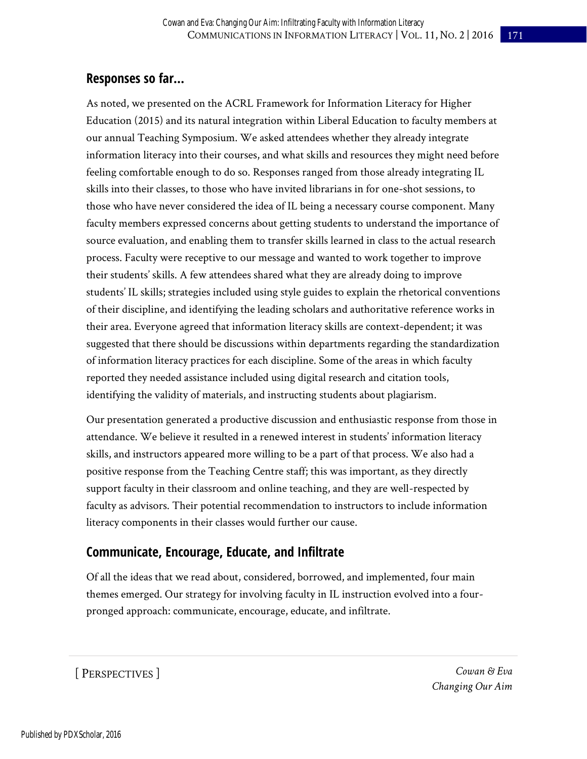## Responses so far...

As noted, we presented on the ACRL Framework for Information Literacy for Higher Education (2015) and its natural integration within Liberal Education to faculty members at our annual Teaching Symposium. We asked attendees whether they already integrate information literacy into their courses, and what skills and resources they might need before feeling comfortable enough to do so. Responses ranged from those already integrating IL skills into their classes, to those who have invited librarians in for one-shot sessions, to those who have never considered the idea of IL being a necessary course component. Many faculty members expressed concerns about getting students to understand the importance of source evaluation, and enabling them to transfer skills learned in class to the actual research process. Faculty were receptive to our message and wanted to work together to improve their students' skills. A few attendees shared what they are already doing to improve students' IL skills; strategies included using style guides to explain the rhetorical conventions of their discipline, and identifying the leading scholars and authoritative reference works in their area. Everyone agreed that information literacy skills are context-dependent; it was suggested that there should be discussions within departments regarding the standardization of information literacy practices for each discipline. Some of the areas in which faculty reported they needed assistance included using digital research and citation tools, identifying the validity of materials, and instructing students about plagiarism.

Our presentation generated a productive discussion and enthusiastic response from those in attendance. We believe it resulted in a renewed interest in students' information literacy skills, and instructors appeared more willing to be a part of that process. We also had a positive response from the Teaching Centre staff; this was important, as they directly support faculty in their classroom and online teaching, and they are well-respected by faculty as advisors. Their potential recommendation to instructors to include information literacy components in their classes would further our cause.

## Communicate, Encourage, Educate, and Infiltrate

Of all the ideas that we read about, considered, borrowed, and implemented, four main themes emerged. Our strategy for involving faculty in IL instruction evolved into a four-pronged approach: communicate, encourage, educate, and infiltrate.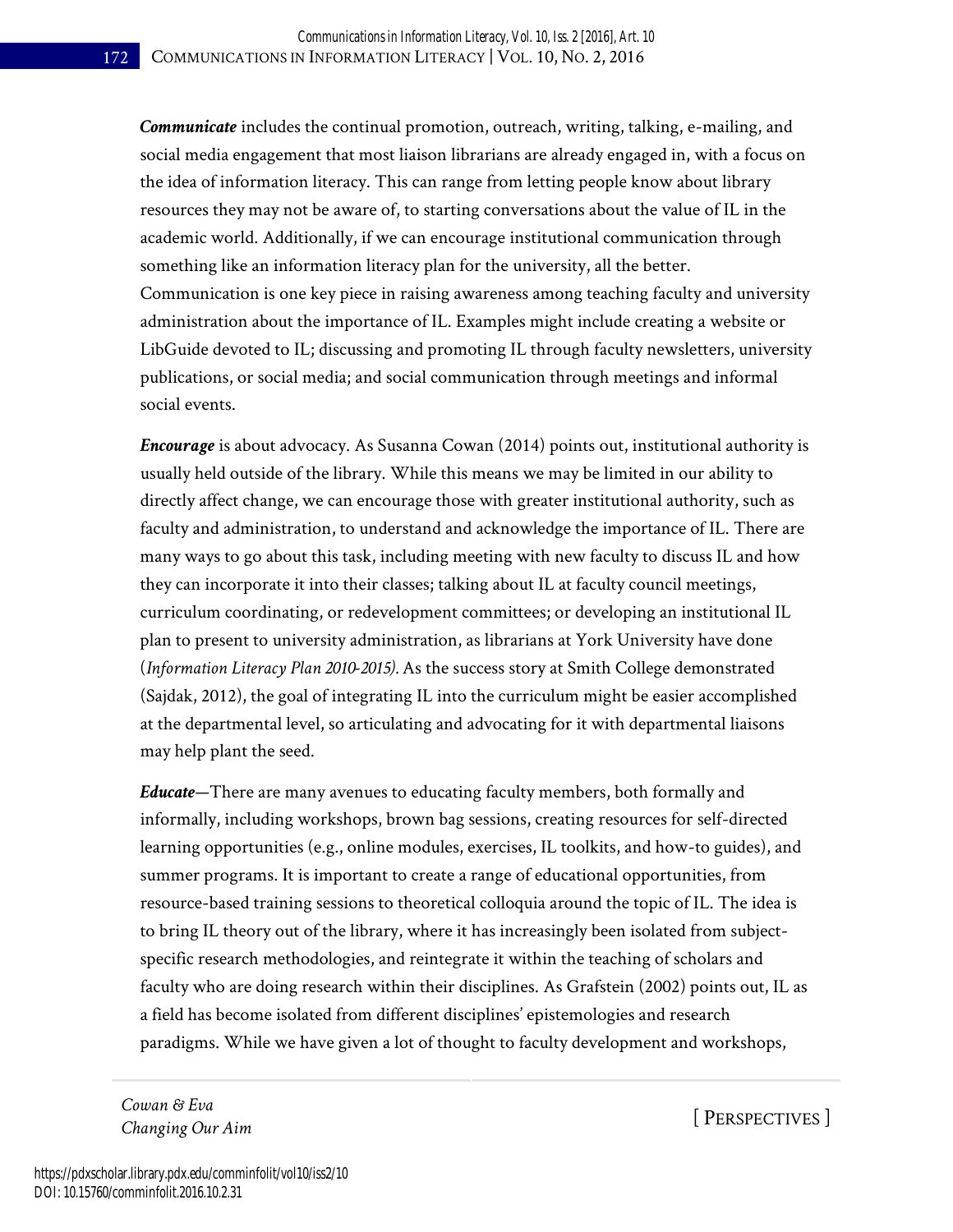***Communicate*** includes the continual promotion, outreach, writing, talking, e-mailing, and social media engagement that most liaison librarians are already engaged in, with a focus on the idea of information literacy. This can range from letting people know about library resources they may not be aware of, to starting conversations about the value of IL in the academic world. Additionally, if we can encourage institutional communication through something like an information literacy plan for the university, all the better. Communication is one key piece in raising awareness among teaching faculty and university administration about the importance of IL. Examples might include creating a website or LibGuide devoted to IL; discussing and promoting IL through faculty newsletters, university publications, or social media; and social communication through meetings and informal social events.

***Encourage*** is about advocacy. As Susanna Cowan (2014) points out, institutional authority is usually held outside of the library. While this means we may be limited in our ability to directly affect change, we can encourage those with greater institutional authority, such as faculty and administration, to understand and acknowledge the importance of IL. There are many ways to go about this task, including meeting with new faculty to discuss IL and how they can incorporate it into their classes; talking about IL at faculty council meetings, curriculum coordinating, or redevelopment committees; or developing an institutional IL plan to present to university administration, as librarians at York University have done (*Information Literacy Plan 2010-2015).* As the success story at Smith College demonstrated (Sajdak, 2012), the goal of integrating IL into the curriculum might be easier accomplished at the departmental level, so articulating and advocating for it with departmental liaisons may help plant the seed.

***Educate***—There are many avenues to educating faculty members, both formally and informally, including workshops, brown bag sessions, creating resources for self-directed learning opportunities (e.g., online modules, exercises, IL toolkits, and how-to guides), and summer programs. It is important to create a range of educational opportunities, from resource-based training sessions to theoretical colloquia around the topic of IL. The idea is to bring IL theory out of the library, where it has increasingly been isolated from subject-specific research methodologies, and reintegrate it within the teaching of scholars and faculty who are doing research within their disciplines. As Grafstein (2002) points out, IL as a field has become isolated from different disciplines' epistemologies and research paradigms. While we have given a lot of thought to faculty development and workshops,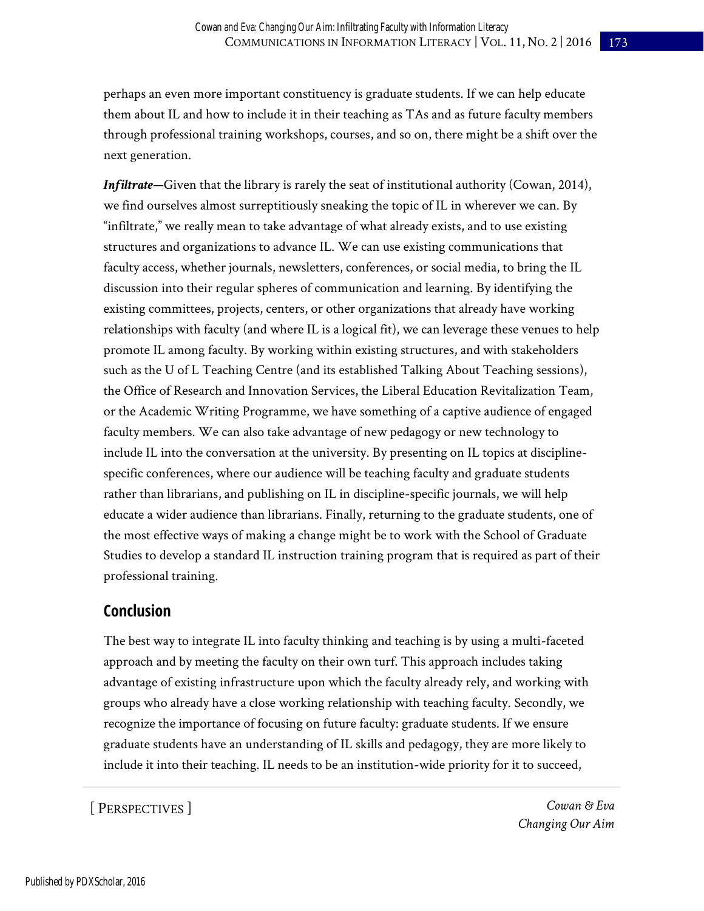perhaps an even more important constituency is graduate students. If we can help educate them about IL and how to include it in their teaching as TAs and as future faculty members through professional training workshops, courses, and so on, there might be a shift over the next generation.

***Infiltrate***—Given that the library is rarely the seat of institutional authority (Cowan, 2014), we find ourselves almost surreptitiously sneaking the topic of IL in wherever we can. By "infiltrate," we really mean to take advantage of what already exists, and to use existing structures and organizations to advance IL. We can use existing communications that faculty access, whether journals, newsletters, conferences, or social media, to bring the IL discussion into their regular spheres of communication and learning. By identifying the existing committees, projects, centers, or other organizations that already have working relationships with faculty (and where IL is a logical fit), we can leverage these venues to help promote IL among faculty. By working within existing structures, and with stakeholders such as the U of L Teaching Centre (and its established Talking About Teaching sessions), the Office of Research and Innovation Services, the Liberal Education Revitalization Team, or the Academic Writing Programme, we have something of a captive audience of engaged faculty members. We can also take advantage of new pedagogy or new technology to include IL into the conversation at the university. By presenting on IL topics at discipline-specific conferences, where our audience will be teaching faculty and graduate students rather than librarians, and publishing on IL in discipline-specific journals, we will help educate a wider audience than librarians. Finally, returning to the graduate students, one of the most effective ways of making a change might be to work with the School of Graduate Studies to develop a standard IL instruction training program that is required as part of their professional training.

## Conclusion

The best way to integrate IL into faculty thinking and teaching is by using a multi-faceted approach and by meeting the faculty on their own turf. This approach includes taking advantage of existing infrastructure upon which the faculty already rely, and working with groups who already have a close working relationship with teaching faculty. Secondly, we recognize the importance of focusing on future faculty: graduate students. If we ensure graduate students have an understanding of IL skills and pedagogy, they are more likely to include it into their teaching. IL needs to be an institution-wide priority for it to succeed,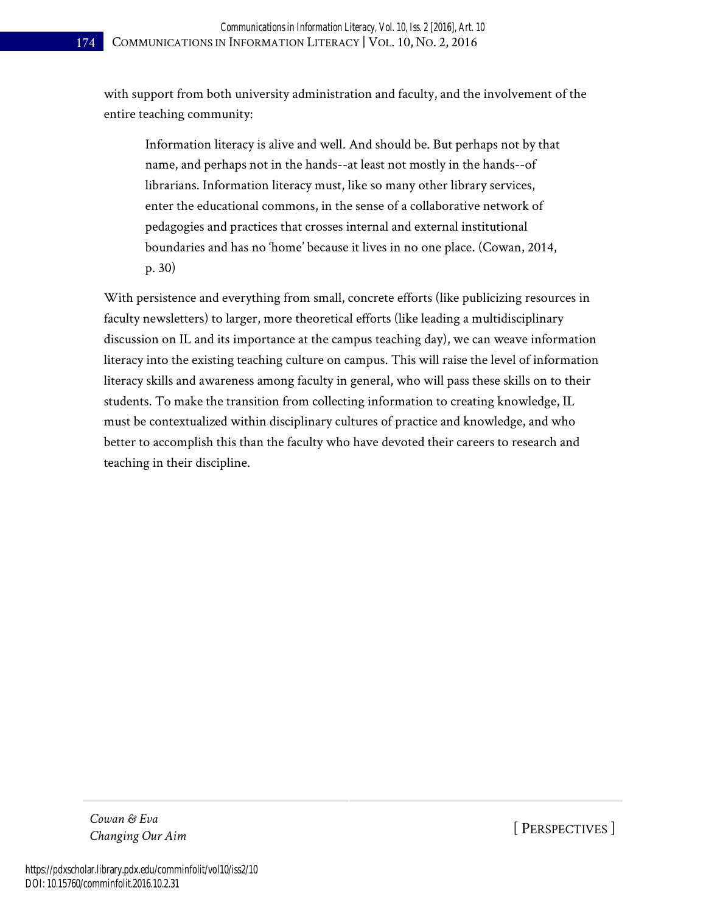with support from both university administration and faculty, and the involvement of the entire teaching community:

> Information literacy is alive and well. And should be. But perhaps not by that name, and perhaps not in the hands--at least not mostly in the hands--of librarians. Information literacy must, like so many other library services, enter the educational commons, in the sense of a collaborative network of pedagogies and practices that crosses internal and external institutional boundaries and has no 'home' because it lives in no one place. (Cowan, 2014, p. 30)

With persistence and everything from small, concrete efforts (like publicizing resources in faculty newsletters) to larger, more theoretical efforts (like leading a multidisciplinary discussion on IL and its importance at the campus teaching day), we can weave information literacy into the existing teaching culture on campus. This will raise the level of information literacy skills and awareness among faculty in general, who will pass these skills on to their students. To make the transition from collecting information to creating knowledge, IL must be contextualized within disciplinary cultures of practice and knowledge, and who better to accomplish this than the faculty who have devoted their careers to research and teaching in their discipline.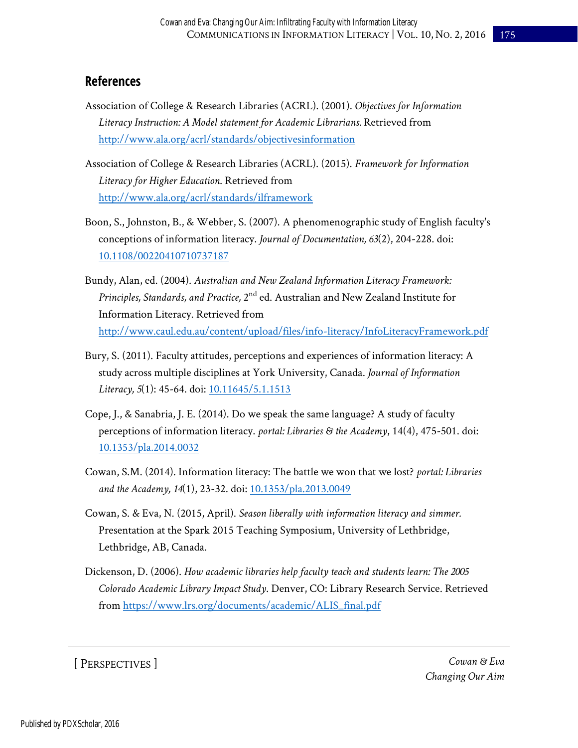## References

Association of College & Research Libraries (ACRL). (2001). *Objectives for Information Literacy Instruction: A Model statement for Academic Librarians.* Retrieved from http://www.ala.org/acrl/standards/objectivesinformation

Association of College & Research Libraries (ACRL). (2015). *Framework for Information Literacy for Higher Education*. Retrieved from http://www.ala.org/acrl/standards/ilframework

Boon, S., Johnston, B., & Webber, S. (2007). A phenomenographic study of English faculty's conceptions of information literacy. *Journal of Documentation, 63*(2), 204-228. doi: 10.1108/00220410710737187

Bundy, Alan, ed. (2004). *Australian and New Zealand Information Literacy Framework: Principles, Standards, and Practice,* 2nd ed. Australian and New Zealand Institute for Information Literacy. Retrieved from http://www.caul.edu.au/content/upload/files/info-literacy/InfoLiteracyFramework.pdf

Bury, S. (2011). Faculty attitudes, perceptions and experiences of information literacy: A study across multiple disciplines at York University, Canada. *Journal of Information Literacy, 5*(1): 45-64. doi: 10.11645/5.1.1513

Cope, J., & Sanabria, J. E. (2014). Do we speak the same language? A study of faculty perceptions of information literacy. *portal: Libraries & the Academy*, 14(4), 475-501. doi: 10.1353/pla.2014.0032

Cowan, S.M. (2014). Information literacy: The battle we won that we lost? *portal: Libraries and the Academy, 14*(1), 23-32. doi: 10.1353/pla.2013.0049

Cowan, S. & Eva, N. (2015, April). *Season liberally with information literacy and simmer.* Presentation at the Spark 2015 Teaching Symposium, University of Lethbridge, Lethbridge, AB, Canada.

Dickenson, D. (2006). *How academic libraries help faculty teach and students learn: The 2005 Colorado Academic Library Impact Study*. Denver, CO: Library Research Service. Retrieved from https://www.lrs.org/documents/academic/ALIS_final.pdf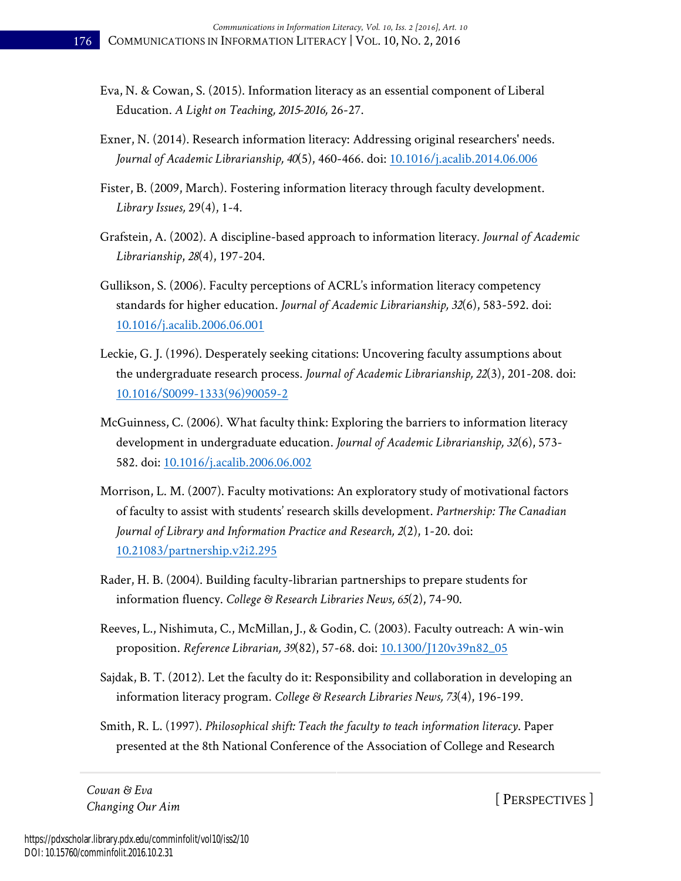Eva, N. & Cowan, S. (2015). Information literacy as an essential component of Liberal Education. *A Light on Teaching, 2015-2016,* 26-27.

Exner, N. (2014). Research information literacy: Addressing original researchers' needs. *Journal of Academic Librarianship, 40*(5), 460-466. doi: 10.1016/j.acalib.2014.06.006

Fister, B. (2009, March). Fostering information literacy through faculty development. *Library Issues,* 29(4), 1-4.

Grafstein, A. (2002). A discipline-based approach to information literacy. *Journal of Academic Librarianship*, *28*(4), 197-204.

Gullikson, S. (2006). Faculty perceptions of ACRL's information literacy competency standards for higher education. *Journal of Academic Librarianship, 32*(6), 583-592. doi: 10.1016/j.acalib.2006.06.001

Leckie, G. J. (1996). Desperately seeking citations: Uncovering faculty assumptions about the undergraduate research process. *Journal of Academic Librarianship, 22*(3), 201-208. doi: 10.1016/S0099-1333(96)90059-2

McGuinness, C. (2006). What faculty think: Exploring the barriers to information literacy development in undergraduate education. *Journal of Academic Librarianship, 32*(6), 573-582. doi: 10.1016/j.acalib.2006.06.002

Morrison, L. M. (2007). Faculty motivations: An exploratory study of motivational factors of faculty to assist with students' research skills development. *Partnership: The Canadian Journal of Library and Information Practice and Research, 2*(2), 1-20. doi: 10.21083/partnership.v2i2.295

Rader, H. B. (2004). Building faculty-librarian partnerships to prepare students for information fluency. *College & Research Libraries News, 65*(2), 74-90.

Reeves, L., Nishimuta, C., McMillan, J., & Godin, C. (2003). Faculty outreach: A win-win proposition. *Reference Librarian, 39*(82), 57-68. doi: 10.1300/J120v39n82_05

Sajdak, B. T. (2012). Let the faculty do it: Responsibility and collaboration in developing an information literacy program. *College & Research Libraries News, 73*(4), 196-199.

Smith, R. L. (1997). *Philosophical shift: Teach the faculty to teach information literacy*. Paper presented at the 8th National Conference of the Association of College and Research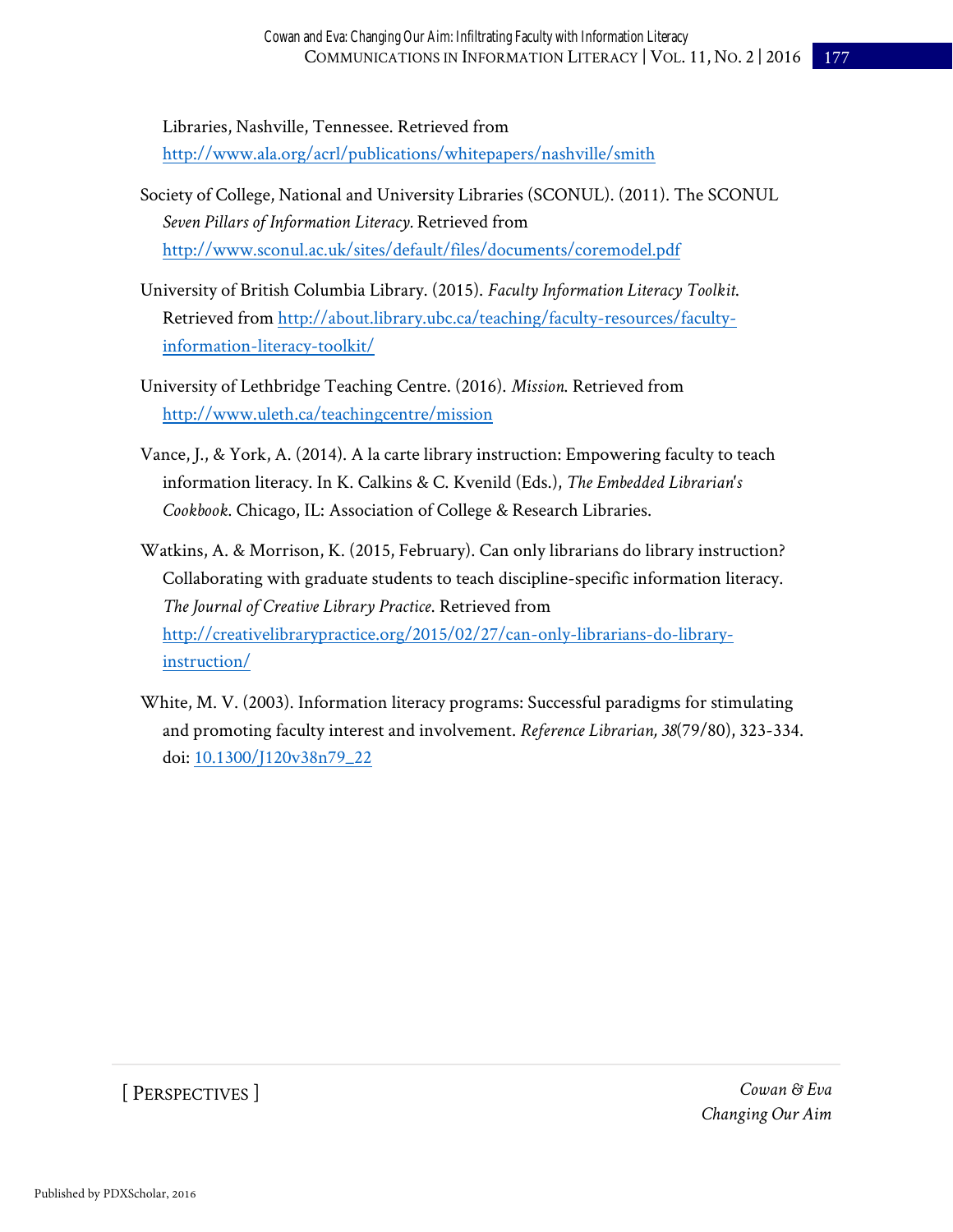Libraries, Nashville, Tennessee. Retrieved from http://www.ala.org/acrl/publications/whitepapers/nashville/smith

Society of College, National and University Libraries (SCONUL). (2011). The SCONUL *Seven Pillars of Information Literacy.* Retrieved from http://www.sconul.ac.uk/sites/default/files/documents/coremodel.pdf

University of British Columbia Library. (2015). *Faculty Information Literacy Toolkit.* Retrieved from http://about.library.ubc.ca/teaching/faculty-resources/faculty-information-literacy-toolkit/

University of Lethbridge Teaching Centre. (2016). *Mission.* Retrieved from http://www.uleth.ca/teachingcentre/mission

Vance, J., & York, A. (2014). A la carte library instruction: Empowering faculty to teach information literacy. In K. Calkins & C. Kvenild (Eds.), *The Embedded Librarian's Cookbook*. Chicago, IL: Association of College & Research Libraries.

Watkins, A. & Morrison, K. (2015, February). Can only librarians do library instruction? Collaborating with graduate students to teach discipline-specific information literacy. *The Journal of Creative Library Practice.* Retrieved from http://creativelibrarypractice.org/2015/02/27/can-only-librarians-do-library-instruction/

White, M. V. (2003). Information literacy programs: Successful paradigms for stimulating and promoting faculty interest and involvement. *Reference Librarian, 38*(79/80), 323-334. doi: 10.1300/J120v38n79_22